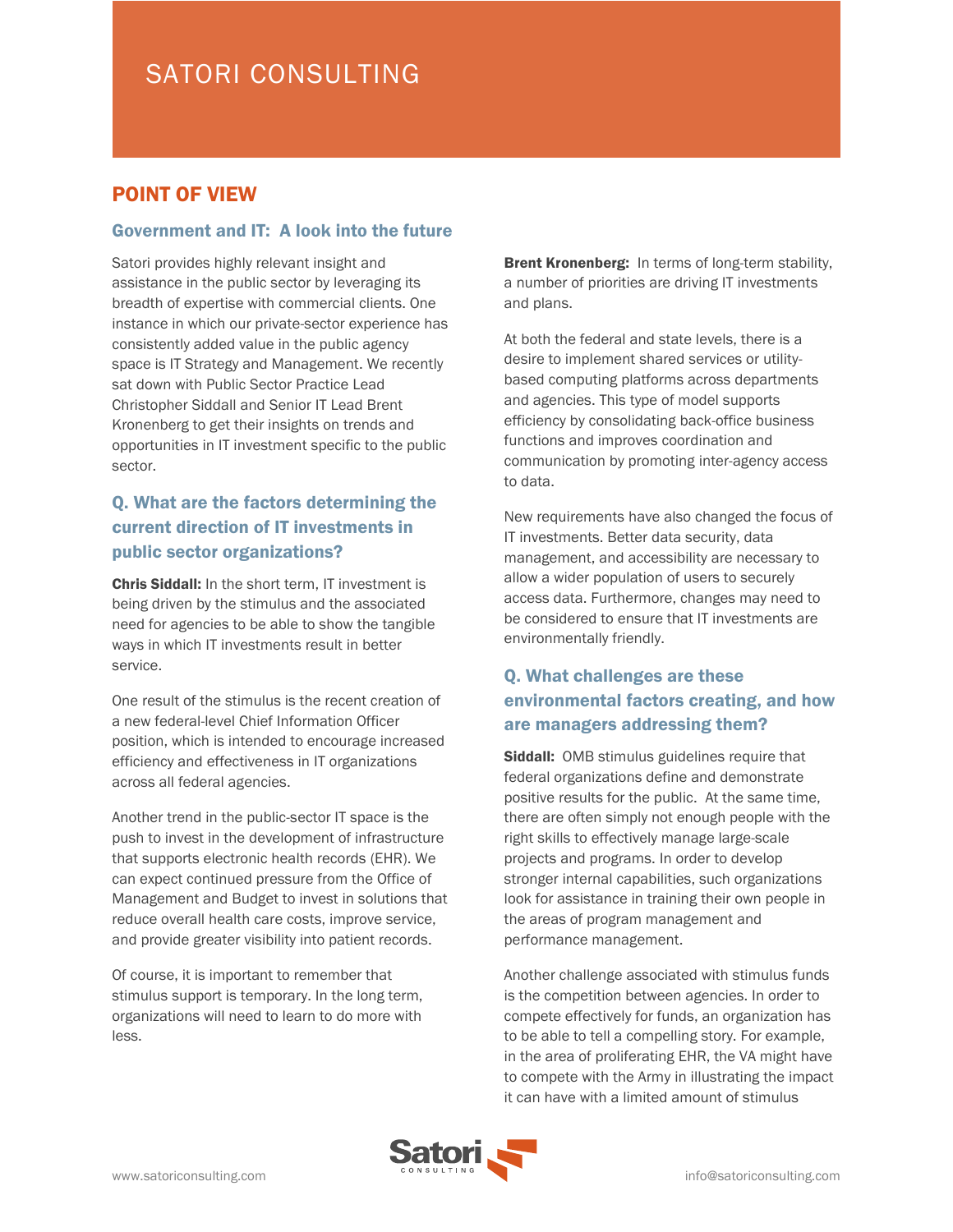# SATORI CONSULTING

## POINT OF VIEW

### Government and IT: A look into the future

Satori provides highly relevant insight and assistance in the public sector by leveraging its breadth of expertise with commercial clients. One instance in which our private-sector experience has consistently added value in the public agency space is IT Strategy and Management. We recently sat down with Public Sector Practice Lead Christopher Siddall and Senior IT Lead Brent Kronenberg to get their insights on trends and opportunities in IT investment specific to the public sector.

### Q. What are the factors determining the current direction of IT investments in public sector organizations?

**Chris Siddall:** In the short term, IT investment is being driven by the stimulus and the associated need for agencies to be able to show the tangible ways in which IT investments result in better service.

One result of the stimulus is the recent creation of a new federal-level Chief Information Officer position, which is intended to encourage increased efficiency and effectiveness in IT organizations across all federal agencies.

Another trend in the public-sector IT space is the push to invest in the development of infrastructure that supports electronic health records (EHR). We can expect continued pressure from the Office of Management and Budget to invest in solutions that reduce overall health care costs, improve service, and provide greater visibility into patient records.

Of course, it is important to remember that stimulus support is temporary. In the long term, organizations will need to learn to do more with less.

**Brent Kronenberg:** In terms of long-term stability, a number of priorities are driving IT investments and plans.

At both the federal and state levels, there is a desire to implement shared services or utility-based computing platforms across departments and agencies. This type of model supports efficiency by consolidating back-office business functions and improves coordination and communication by promoting inter-agency access to data.

New requirements have also changed the focus of IT investments. Better data security, data management, and accessibility are necessary to allow a wider population of users to securely access data. Furthermore, changes may need to be considered to ensure that IT investments are environmentally friendly.

### Q. What challenges are these environmental factors creating, and how are managers addressing them?

**Siddall:** OMB stimulus guidelines require that federal organizations define and demonstrate positive results for the public. At the same time, there are often simply not enough people with the right skills to effectively manage large-scale projects and programs. In order to develop stronger internal capabilities, such organizations look for assistance in training their own people in the areas of program management and performance management.

Another challenge associated with stimulus funds is the competition between agencies. In order to compete effectively for funds, an organization has to be able to tell a compelling story. For example, in the area of proliferating EHR, the VA might have to compete with the Army in illustrating the impact it can have with a limited amount of stimulus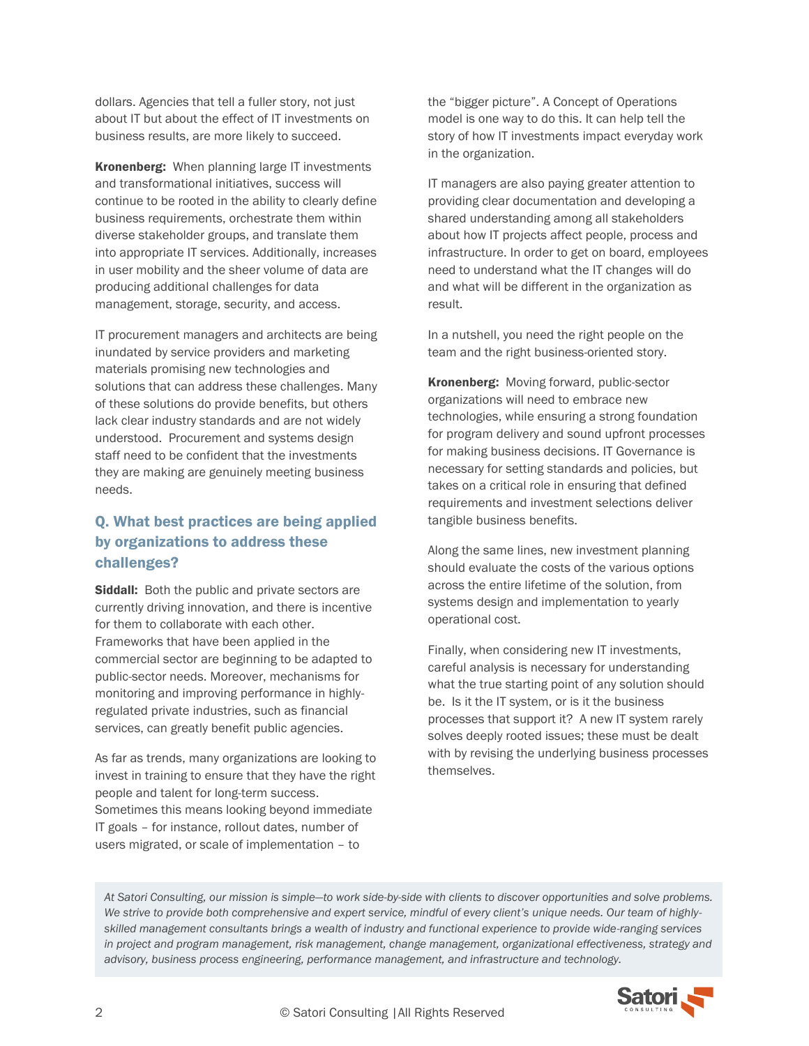dollars. Agencies that tell a fuller story, not just about IT but about the effect of IT investments on business results, are more likely to succeed.

**Kronenberg:** When planning large IT investments and transformational initiatives, success will continue to be rooted in the ability to clearly define business requirements, orchestrate them within diverse stakeholder groups, and translate them into appropriate IT services. Additionally, increases in user mobility and the sheer volume of data are producing additional challenges for data management, storage, security, and access.

IT procurement managers and architects are being inundated by service providers and marketing materials promising new technologies and solutions that can address these challenges. Many of these solutions do provide benefits, but others lack clear industry standards and are not widely understood. Procurement and systems design staff need to be confident that the investments they are making are genuinely meeting business needs.

## Q. What best practices are being applied by organizations to address these challenges?

**Siddall:** Both the public and private sectors are currently driving innovation, and there is incentive for them to collaborate with each other. Frameworks that have been applied in the commercial sector are beginning to be adapted to public-sector needs. Moreover, mechanisms for monitoring and improving performance in highly-regulated private industries, such as financial services, can greatly benefit public agencies.

As far as trends, many organizations are looking to invest in training to ensure that they have the right people and talent for long-term success. Sometimes this means looking beyond immediate IT goals – for instance, rollout dates, number of users migrated, or scale of implementation – to the "bigger picture". A Concept of Operations model is one way to do this. It can help tell the story of how IT investments impact everyday work in the organization.

IT managers are also paying greater attention to providing clear documentation and developing a shared understanding among all stakeholders about how IT projects affect people, process and infrastructure. In order to get on board, employees need to understand what the IT changes will do and what will be different in the organization as result.

In a nutshell, you need the right people on the team and the right business-oriented story.

**Kronenberg:** Moving forward, public-sector organizations will need to embrace new technologies, while ensuring a strong foundation for program delivery and sound upfront processes for making business decisions. IT Governance is necessary for setting standards and policies, but takes on a critical role in ensuring that defined requirements and investment selections deliver tangible business benefits.

Along the same lines, new investment planning should evaluate the costs of the various options across the entire lifetime of the solution, from systems design and implementation to yearly operational cost.

Finally, when considering new IT investments, careful analysis is necessary for understanding what the true starting point of any solution should be. Is it the IT system, or is it the business processes that support it? A new IT system rarely solves deeply rooted issues; these must be dealt with by revising the underlying business processes themselves.

*At Satori Consulting, our mission is simple—to work side-by-side with clients to discover opportunities and solve problems. We strive to provide both comprehensive and expert service, mindful of every client's unique needs. Our team of highly-skilled management consultants brings a wealth of industry and functional experience to provide wide-ranging services in project and program management, risk management, change management, organizational effectiveness, strategy and advisory, business process engineering, performance management, and infrastructure and technology.*